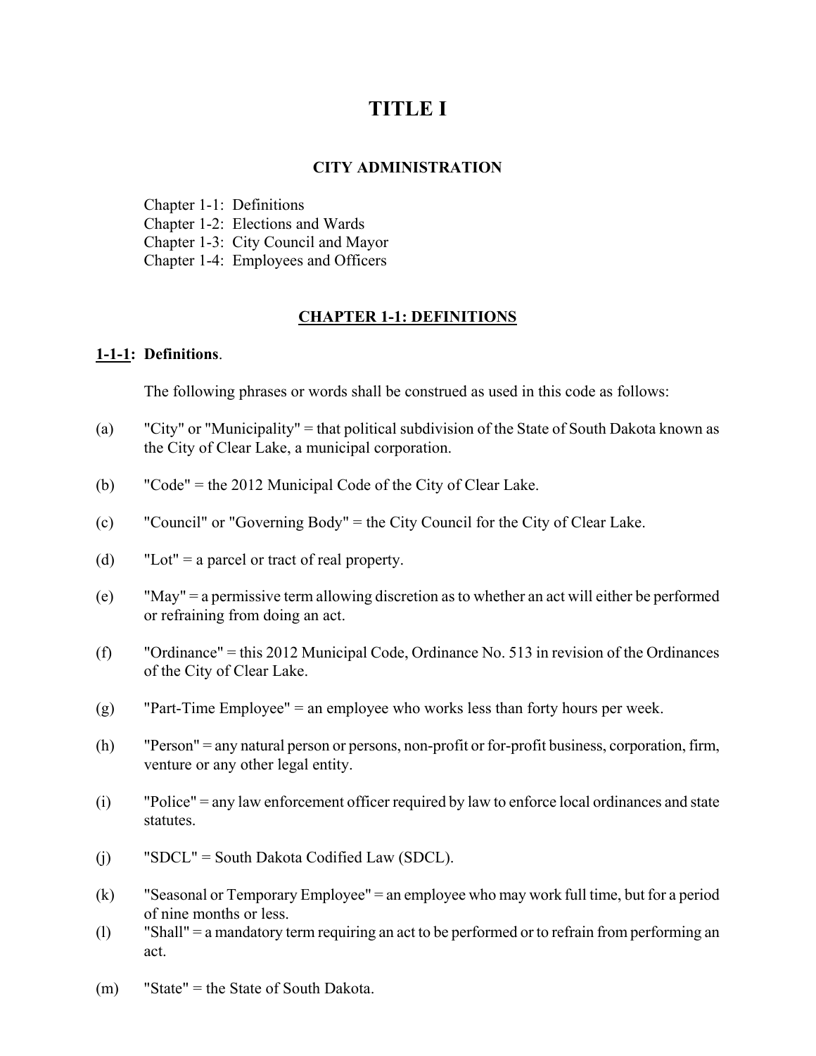# TITLE I

## CITY ADMINISTRATION

Chapter 1-1: Definitions
Chapter 1-2: Elections and Wards
Chapter 1-3: City Council and Mayor
Chapter 1-4: Employees and Officers

## CHAPTER 1-1: DEFINITIONS

**1-1-1: Definitions**.

The following phrases or words shall be construed as used in this code as follows:

(a) "City" or "Municipality" = that political subdivision of the State of South Dakota known as the City of Clear Lake, a municipal corporation.

(b) "Code" = the 2012 Municipal Code of the City of Clear Lake.

(c) "Council" or "Governing Body" = the City Council for the City of Clear Lake.

(d) "Lot" = a parcel or tract of real property.

(e) "May" = a permissive term allowing discretion as to whether an act will either be performed or refraining from doing an act.

(f) "Ordinance" = this 2012 Municipal Code, Ordinance No. 513 in revision of the Ordinances of the City of Clear Lake.

(g) "Part-Time Employee" = an employee who works less than forty hours per week.

(h) "Person" = any natural person or persons, non-profit or for-profit business, corporation, firm, venture or any other legal entity.

(i) "Police" = any law enforcement officer required by law to enforce local ordinances and state statutes.

(j) "SDCL" = South Dakota Codified Law (SDCL).

(k) "Seasonal or Temporary Employee" = an employee who may work full time, but for a period of nine months or less.

(l) "Shall" = a mandatory term requiring an act to be performed or to refrain from performing an act.

(m) "State" = the State of South Dakota.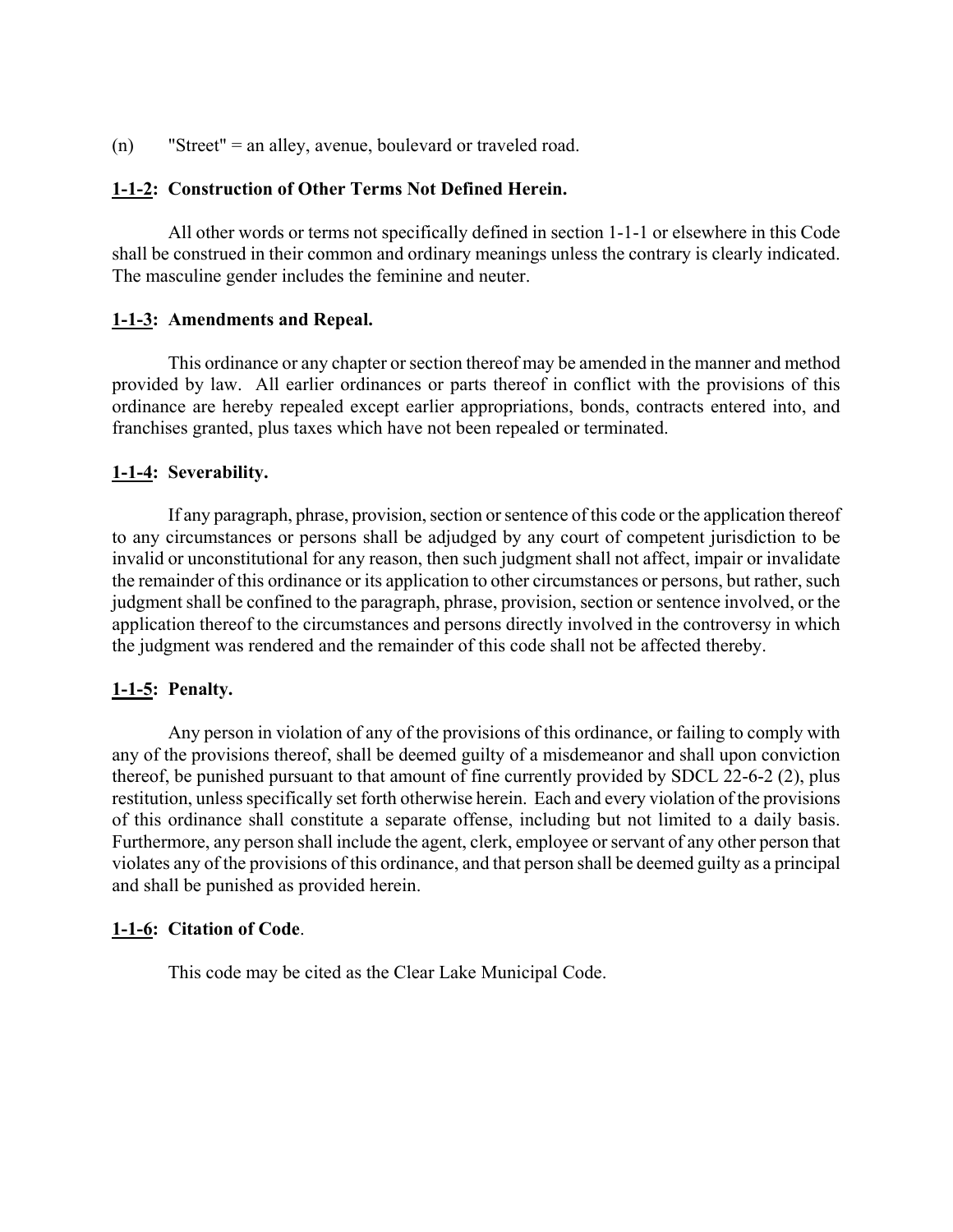(n) "Street" = an alley, avenue, boulevard or traveled road.

### 1-1-2: Construction of Other Terms Not Defined Herein.

All other words or terms not specifically defined in section 1-1-1 or elsewhere in this Code shall be construed in their common and ordinary meanings unless the contrary is clearly indicated. The masculine gender includes the feminine and neuter.

### 1-1-3: Amendments and Repeal.

This ordinance or any chapter or section thereof may be amended in the manner and method provided by law. All earlier ordinances or parts thereof in conflict with the provisions of this ordinance are hereby repealed except earlier appropriations, bonds, contracts entered into, and franchises granted, plus taxes which have not been repealed or terminated.

### 1-1-4: Severability.

If any paragraph, phrase, provision, section or sentence of this code or the application thereof to any circumstances or persons shall be adjudged by any court of competent jurisdiction to be invalid or unconstitutional for any reason, then such judgment shall not affect, impair or invalidate the remainder of this ordinance or its application to other circumstances or persons, but rather, such judgment shall be confined to the paragraph, phrase, provision, section or sentence involved, or the application thereof to the circumstances and persons directly involved in the controversy in which the judgment was rendered and the remainder of this code shall not be affected thereby.

### 1-1-5: Penalty.

Any person in violation of any of the provisions of this ordinance, or failing to comply with any of the provisions thereof, shall be deemed guilty of a misdemeanor and shall upon conviction thereof, be punished pursuant to that amount of fine currently provided by SDCL 22-6-2 (2), plus restitution, unless specifically set forth otherwise herein. Each and every violation of the provisions of this ordinance shall constitute a separate offense, including but not limited to a daily basis. Furthermore, any person shall include the agent, clerk, employee or servant of any other person that violates any of the provisions of this ordinance, and that person shall be deemed guilty as a principal and shall be punished as provided herein.

### 1-1-6: Citation of Code.

This code may be cited as the Clear Lake Municipal Code.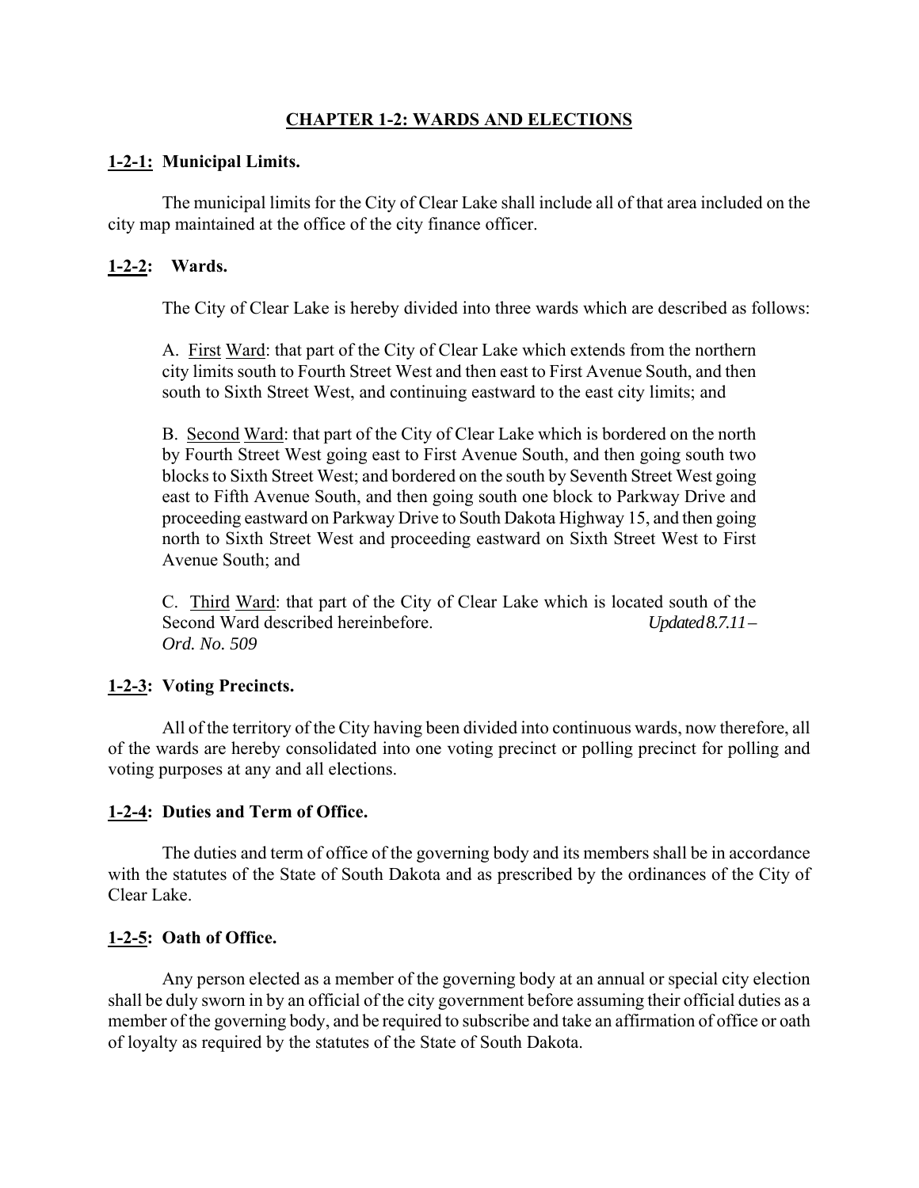# CHAPTER 1-2: WARDS AND ELECTIONS

## 1-2-1: Municipal Limits.

The municipal limits for the City of Clear Lake shall include all of that area included on the city map maintained at the office of the city finance officer.

## 1-2-2: Wards.

The City of Clear Lake is hereby divided into three wards which are described as follows:

A. First Ward: that part of the City of Clear Lake which extends from the northern city limits south to Fourth Street West and then east to First Avenue South, and then south to Sixth Street West, and continuing eastward to the east city limits; and

B. Second Ward: that part of the City of Clear Lake which is bordered on the north by Fourth Street West going east to First Avenue South, and then going south two blocks to Sixth Street West; and bordered on the south by Seventh Street West going east to Fifth Avenue South, and then going south one block to Parkway Drive and proceeding eastward on Parkway Drive to South Dakota Highway 15, and then going north to Sixth Street West and proceeding eastward on Sixth Street West to First Avenue South; and

C. Third Ward: that part of the City of Clear Lake which is located south of the Second Ward described hereinbefore. *Updated 8.7.11 – Ord. No. 509*

## 1-2-3: Voting Precincts.

All of the territory of the City having been divided into continuous wards, now therefore, all of the wards are hereby consolidated into one voting precinct or polling precinct for polling and voting purposes at any and all elections.

## 1-2-4: Duties and Term of Office.

The duties and term of office of the governing body and its members shall be in accordance with the statutes of the State of South Dakota and as prescribed by the ordinances of the City of Clear Lake.

## 1-2-5: Oath of Office.

Any person elected as a member of the governing body at an annual or special city election shall be duly sworn in by an official of the city government before assuming their official duties as a member of the governing body, and be required to subscribe and take an affirmation of office or oath of loyalty as required by the statutes of the State of South Dakota.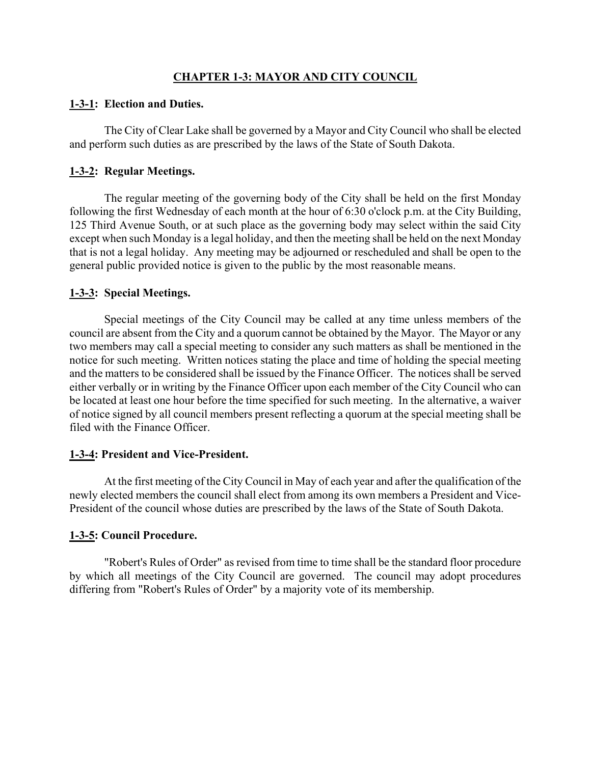# CHAPTER 1-3: MAYOR AND CITY COUNCIL

**1-3-1: Election and Duties.**

The City of Clear Lake shall be governed by a Mayor and City Council who shall be elected and perform such duties as are prescribed by the laws of the State of South Dakota.

**1-3-2: Regular Meetings.**

The regular meeting of the governing body of the City shall be held on the first Monday following the first Wednesday of each month at the hour of 6:30 o'clock p.m. at the City Building, 125 Third Avenue South, or at such place as the governing body may select within the said City except when such Monday is a legal holiday, and then the meeting shall be held on the next Monday that is not a legal holiday. Any meeting may be adjourned or rescheduled and shall be open to the general public provided notice is given to the public by the most reasonable means.

**1-3-3: Special Meetings.**

Special meetings of the City Council may be called at any time unless members of the council are absent from the City and a quorum cannot be obtained by the Mayor. The Mayor or any two members may call a special meeting to consider any such matters as shall be mentioned in the notice for such meeting. Written notices stating the place and time of holding the special meeting and the matters to be considered shall be issued by the Finance Officer. The notices shall be served either verbally or in writing by the Finance Officer upon each member of the City Council who can be located at least one hour before the time specified for such meeting. In the alternative, a waiver of notice signed by all council members present reflecting a quorum at the special meeting shall be filed with the Finance Officer.

**1-3-4: President and Vice-President.**

At the first meeting of the City Council in May of each year and after the qualification of the newly elected members the council shall elect from among its own members a President and Vice-President of the council whose duties are prescribed by the laws of the State of South Dakota.

**1-3-5: Council Procedure.**

"Robert's Rules of Order" as revised from time to time shall be the standard floor procedure by which all meetings of the City Council are governed. The council may adopt procedures differing from "Robert's Rules of Order" by a majority vote of its membership.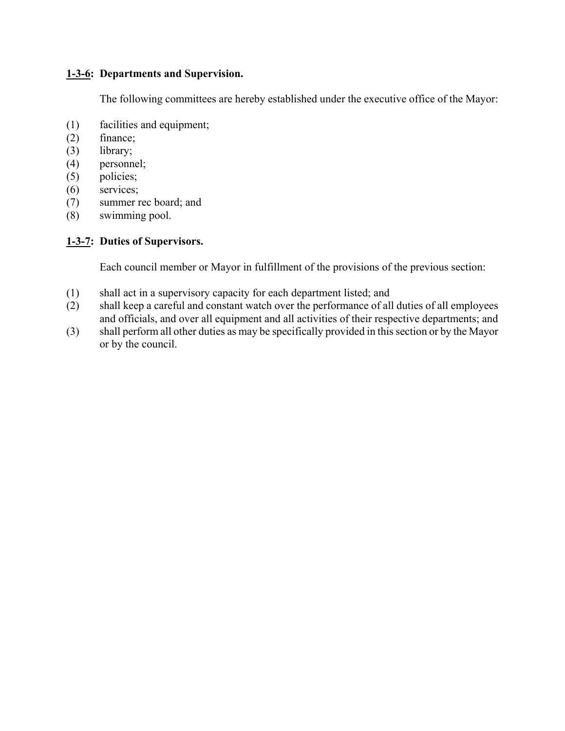**<u>1-3-6</u>: Departments and Supervision.**

The following committees are hereby established under the executive office of the Mayor:

(1) facilities and equipment;
(2) finance;
(3) library;
(4) personnel;
(5) policies;
(6) services;
(7) summer rec board; and
(8) swimming pool.

**<u>1-3-7</u>: Duties of Supervisors.**

Each council member or Mayor in fulfillment of the provisions of the previous section:

(1) shall act in a supervisory capacity for each department listed; and
(2) shall keep a careful and constant watch over the performance of all duties of all employees and officials, and over all equipment and all activities of their respective departments; and
(3) shall perform all other duties as may be specifically provided in this section or by the Mayor or by the council.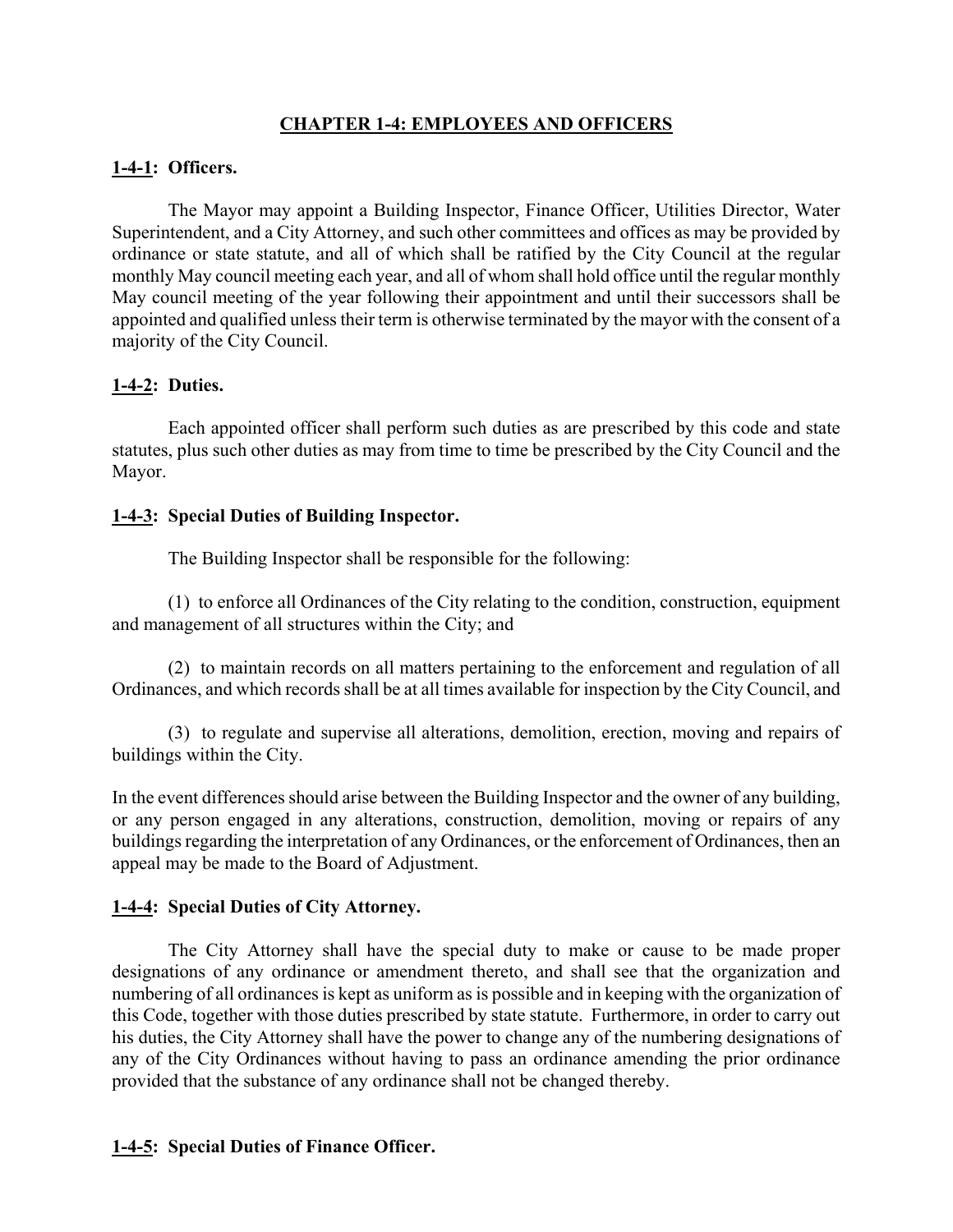## CHAPTER 1-4: EMPLOYEES AND OFFICERS

### 1-4-1: Officers.

The Mayor may appoint a Building Inspector, Finance Officer, Utilities Director, Water Superintendent, and a City Attorney, and such other committees and offices as may be provided by ordinance or state statute, and all of which shall be ratified by the City Council at the regular monthly May council meeting each year, and all of whom shall hold office until the regular monthly May council meeting of the year following their appointment and until their successors shall be appointed and qualified unless their term is otherwise terminated by the mayor with the consent of a majority of the City Council.

### 1-4-2: Duties.

Each appointed officer shall perform such duties as are prescribed by this code and state statutes, plus such other duties as may from time to time be prescribed by the City Council and the Mayor.

### 1-4-3: Special Duties of Building Inspector.

The Building Inspector shall be responsible for the following:

(1) to enforce all Ordinances of the City relating to the condition, construction, equipment and management of all structures within the City; and

(2) to maintain records on all matters pertaining to the enforcement and regulation of all Ordinances, and which records shall be at all times available for inspection by the City Council, and

(3) to regulate and supervise all alterations, demolition, erection, moving and repairs of buildings within the City.

In the event differences should arise between the Building Inspector and the owner of any building, or any person engaged in any alterations, construction, demolition, moving or repairs of any buildings regarding the interpretation of any Ordinances, or the enforcement of Ordinances, then an appeal may be made to the Board of Adjustment.

### 1-4-4: Special Duties of City Attorney.

The City Attorney shall have the special duty to make or cause to be made proper designations of any ordinance or amendment thereto, and shall see that the organization and numbering of all ordinances is kept as uniform as is possible and in keeping with the organization of this Code, together with those duties prescribed by state statute. Furthermore, in order to carry out his duties, the City Attorney shall have the power to change any of the numbering designations of any of the City Ordinances without having to pass an ordinance amending the prior ordinance provided that the substance of any ordinance shall not be changed thereby.

### 1-4-5: Special Duties of Finance Officer.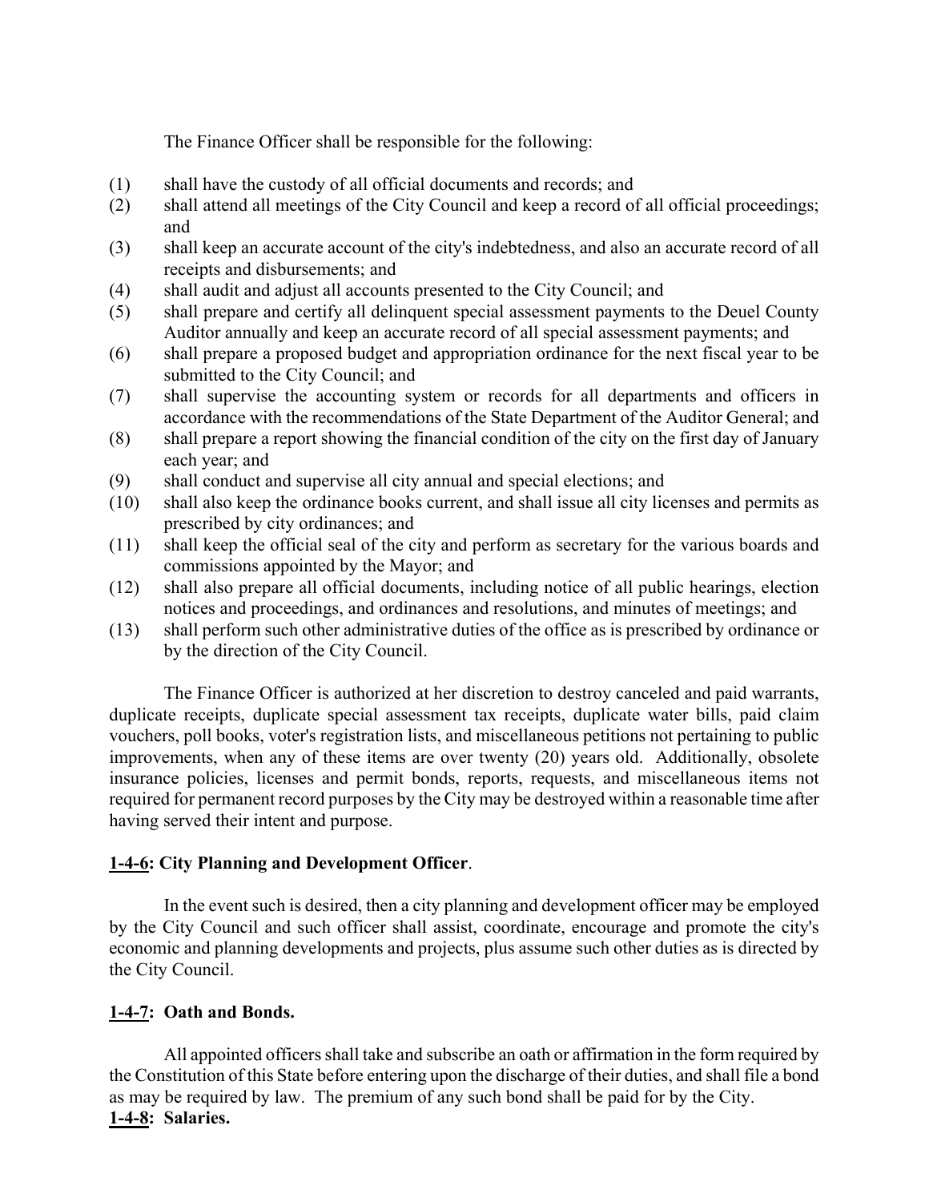The Finance Officer shall be responsible for the following:

(1) shall have the custody of all official documents and records; and
(2) shall attend all meetings of the City Council and keep a record of all official proceedings; and
(3) shall keep an accurate account of the city's indebtedness, and also an accurate record of all receipts and disbursements; and
(4) shall audit and adjust all accounts presented to the City Council; and
(5) shall prepare and certify all delinquent special assessment payments to the Deuel County Auditor annually and keep an accurate record of all special assessment payments; and
(6) shall prepare a proposed budget and appropriation ordinance for the next fiscal year to be submitted to the City Council; and
(7) shall supervise the accounting system or records for all departments and officers in accordance with the recommendations of the State Department of the Auditor General; and
(8) shall prepare a report showing the financial condition of the city on the first day of January each year; and
(9) shall conduct and supervise all city annual and special elections; and
(10) shall also keep the ordinance books current, and shall issue all city licenses and permits as prescribed by city ordinances; and
(11) shall keep the official seal of the city and perform as secretary for the various boards and commissions appointed by the Mayor; and
(12) shall also prepare all official documents, including notice of all public hearings, election notices and proceedings, and ordinances and resolutions, and minutes of meetings; and
(13) shall perform such other administrative duties of the office as is prescribed by ordinance or by the direction of the City Council.

The Finance Officer is authorized at her discretion to destroy canceled and paid warrants, duplicate receipts, duplicate special assessment tax receipts, duplicate water bills, paid claim vouchers, poll books, voter's registration lists, and miscellaneous petitions not pertaining to public improvements, when any of these items are over twenty (20) years old. Additionally, obsolete insurance policies, licenses and permit bonds, reports, requests, and miscellaneous items not required for permanent record purposes by the City may be destroyed within a reasonable time after having served their intent and purpose.

**1-4-6: City Planning and Development Officer**.

In the event such is desired, then a city planning and development officer may be employed by the City Council and such officer shall assist, coordinate, encourage and promote the city's economic and planning developments and projects, plus assume such other duties as is directed by the City Council.

**1-4-7: Oath and Bonds.**

All appointed officers shall take and subscribe an oath or affirmation in the form required by the Constitution of this State before entering upon the discharge of their duties, and shall file a bond as may be required by law. The premium of any such bond shall be paid for by the City.

**1-4-8: Salaries.**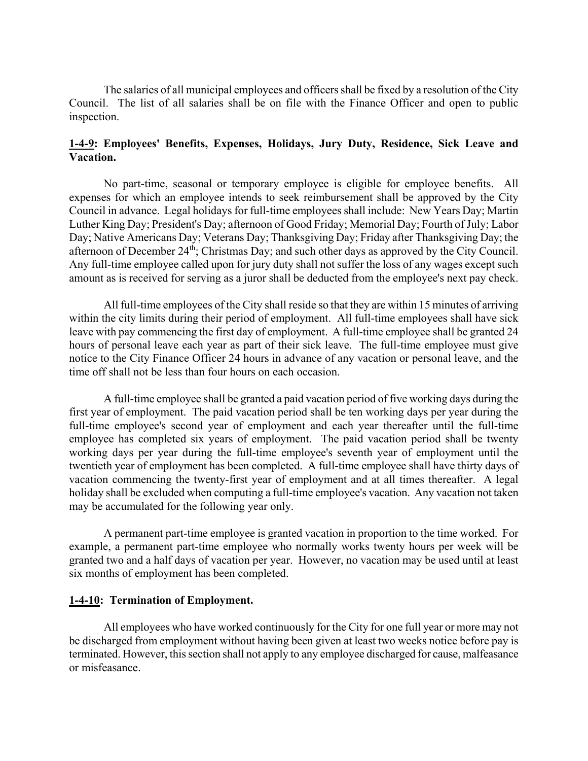The salaries of all municipal employees and officers shall be fixed by a resolution of the City Council. The list of all salaries shall be on file with the Finance Officer and open to public inspection.

### <u>1-4-9</u>: Employees' Benefits, Expenses, Holidays, Jury Duty, Residence, Sick Leave and Vacation.

No part-time, seasonal or temporary employee is eligible for employee benefits. All expenses for which an employee intends to seek reimbursement shall be approved by the City Council in advance. Legal holidays for full-time employees shall include: New Years Day; Martin Luther King Day; President's Day; afternoon of Good Friday; Memorial Day; Fourth of July; Labor Day; Native Americans Day; Veterans Day; Thanksgiving Day; Friday after Thanksgiving Day; the afternoon of December 24th; Christmas Day; and such other days as approved by the City Council. Any full-time employee called upon for jury duty shall not suffer the loss of any wages except such amount as is received for serving as a juror shall be deducted from the employee's next pay check.

All full-time employees of the City shall reside so that they are within 15 minutes of arriving within the city limits during their period of employment. All full-time employees shall have sick leave with pay commencing the first day of employment. A full-time employee shall be granted 24 hours of personal leave each year as part of their sick leave. The full-time employee must give notice to the City Finance Officer 24 hours in advance of any vacation or personal leave, and the time off shall not be less than four hours on each occasion.

A full-time employee shall be granted a paid vacation period of five working days during the first year of employment. The paid vacation period shall be ten working days per year during the full-time employee's second year of employment and each year thereafter until the full-time employee has completed six years of employment. The paid vacation period shall be twenty working days per year during the full-time employee's seventh year of employment until the twentieth year of employment has been completed. A full-time employee shall have thirty days of vacation commencing the twenty-first year of employment and at all times thereafter. A legal holiday shall be excluded when computing a full-time employee's vacation. Any vacation not taken may be accumulated for the following year only.

A permanent part-time employee is granted vacation in proportion to the time worked. For example, a permanent part-time employee who normally works twenty hours per week will be granted two and a half days of vacation per year. However, no vacation may be used until at least six months of employment has been completed.

### <u>1-4-10</u>: Termination of Employment.

All employees who have worked continuously for the City for one full year or more may not be discharged from employment without having been given at least two weeks notice before pay is terminated. However, this section shall not apply to any employee discharged for cause, malfeasance or misfeasance.